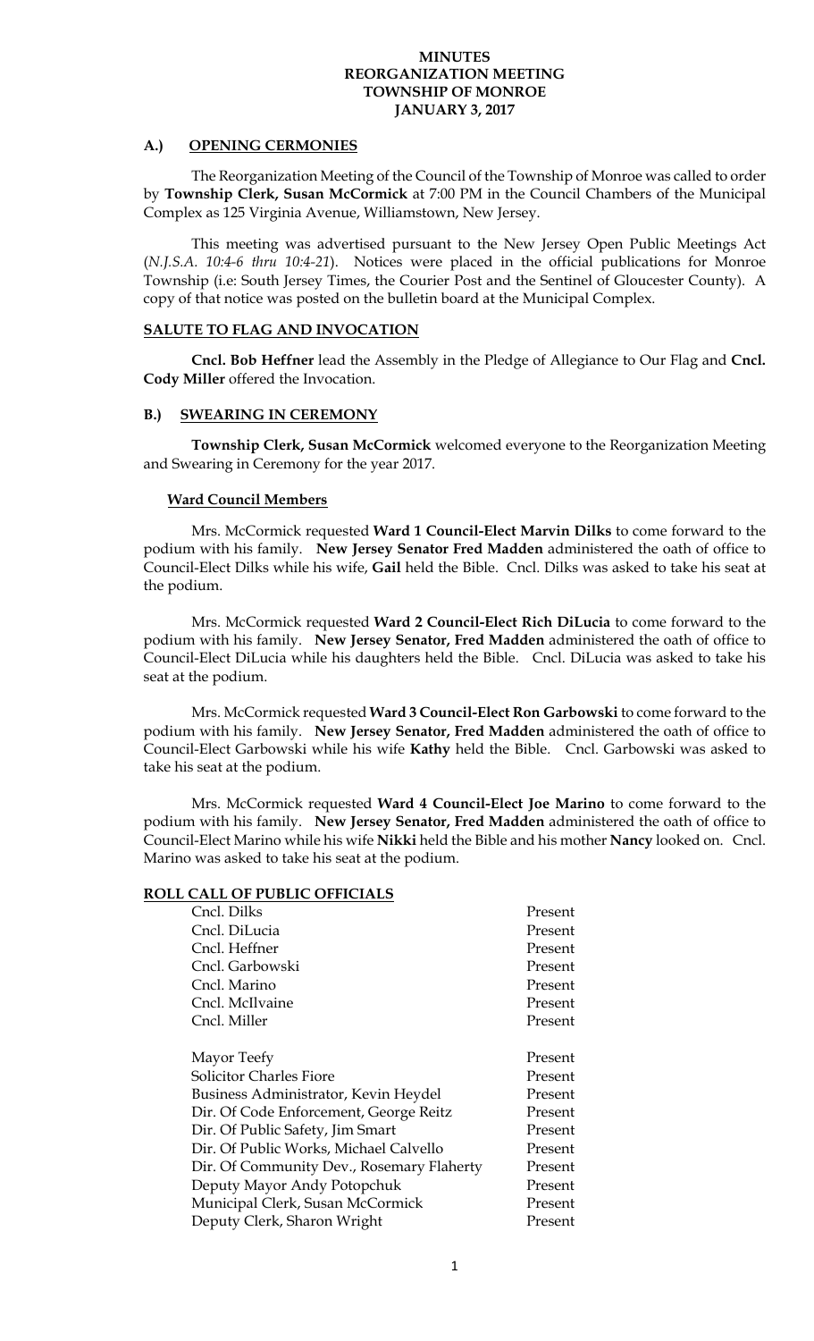# MINUTES
# REORGANIZATION MEETING
# TOWNSHIP OF MONROE
# JANUARY 3, 2017

## A.) OPENING CERMONIES

The Reorganization Meeting of the Council of the Township of Monroe was called to order by **Township Clerk, Susan McCormick** at 7:00 PM in the Council Chambers of the Municipal Complex as 125 Virginia Avenue, Williamstown, New Jersey.

This meeting was advertised pursuant to the New Jersey Open Public Meetings Act (*N.J.S.A. 10:4-6 thru 10:4-21*). Notices were placed in the official publications for Monroe Township (i.e: South Jersey Times, the Courier Post and the Sentinel of Gloucester County). A copy of that notice was posted on the bulletin board at the Municipal Complex.

### SALUTE TO FLAG AND INVOCATION

**Cncl. Bob Heffner** lead the Assembly in the Pledge of Allegiance to Our Flag and **Cncl. Cody Miller** offered the Invocation.

## B.) SWEARING IN CEREMONY

**Township Clerk, Susan McCormick** welcomed everyone to the Reorganization Meeting and Swearing in Ceremony for the year 2017.

### Ward Council Members

Mrs. McCormick requested **Ward 1 Council-Elect Marvin Dilks** to come forward to the podium with his family. **New Jersey Senator Fred Madden** administered the oath of office to Council-Elect Dilks while his wife, **Gail** held the Bible. Cncl. Dilks was asked to take his seat at the podium.

Mrs. McCormick requested **Ward 2 Council-Elect Rich DiLucia** to come forward to the podium with his family. **New Jersey Senator, Fred Madden** administered the oath of office to Council-Elect DiLucia while his daughters held the Bible. Cncl. DiLucia was asked to take his seat at the podium.

Mrs. McCormick requested **Ward 3 Council-Elect Ron Garbowski** to come forward to the podium with his family. **New Jersey Senator, Fred Madden** administered the oath of office to Council-Elect Garbowski while his wife **Kathy** held the Bible. Cncl. Garbowski was asked to take his seat at the podium.

Mrs. McCormick requested **Ward 4 Council-Elect Joe Marino** to come forward to the podium with his family. **New Jersey Senator, Fred Madden** administered the oath of office to Council-Elect Marino while his wife **Nikki** held the Bible and his mother **Nancy** looked on. Cncl. Marino was asked to take his seat at the podium.

### ROLL CALL OF PUBLIC OFFICIALS

| | |
|---|---|
| Cncl. Dilks | Present |
| Cncl. DiLucia | Present |
| Cncl. Heffner | Present |
| Cncl. Garbowski | Present |
| Cncl. Marino | Present |
| Cncl. McIlvaine | Present |
| Cncl. Miller | Present |
| | |
| Mayor Teefy | Present |
| Solicitor Charles Fiore | Present |
| Business Administrator, Kevin Heydel | Present |
| Dir. Of Code Enforcement, George Reitz | Present |
| Dir. Of Public Safety, Jim Smart | Present |
| Dir. Of Public Works, Michael Calvello | Present |
| Dir. Of Community Dev., Rosemary Flaherty | Present |
| Deputy Mayor Andy Potopchuk | Present |
| Municipal Clerk, Susan McCormick | Present |
| Deputy Clerk, Sharon Wright | Present |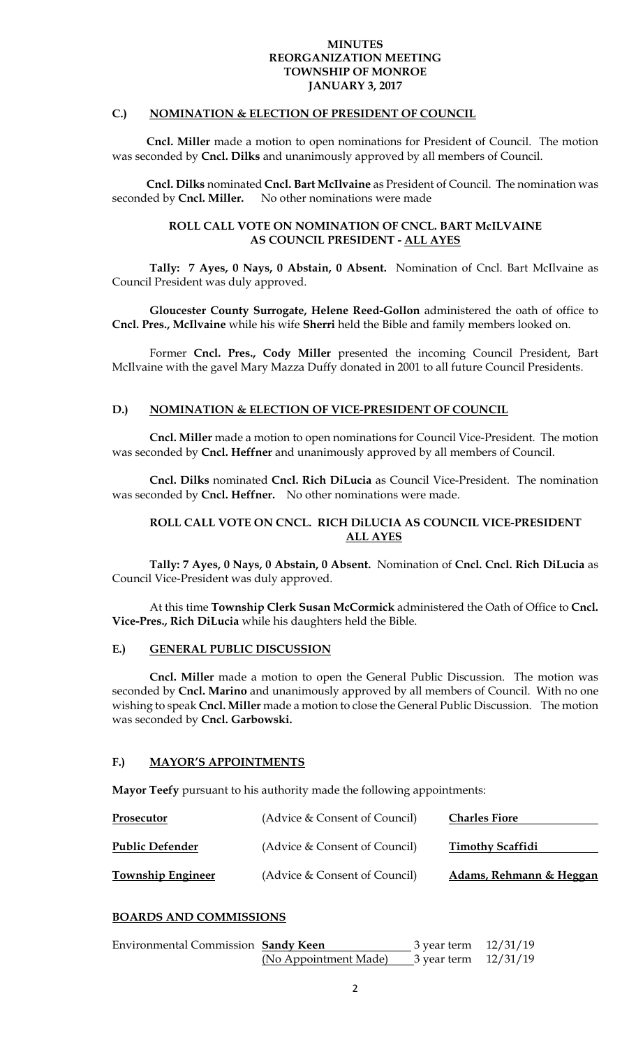**MINUTES**
**REORGANIZATION MEETING**
**TOWNSHIP OF MONROE**
**JANUARY 3, 2017**

## C.) NOMINATION & ELECTION OF PRESIDENT OF COUNCIL

**Cncl. Miller** made a motion to open nominations for President of Council. The motion was seconded by **Cncl. Dilks** and unanimously approved by all members of Council.

**Cncl. Dilks** nominated **Cncl. Bart McIlvaine** as President of Council. The nomination was seconded by **Cncl. Miller.** No other nominations were made

**ROLL CALL VOTE ON NOMINATION OF CNCL. BART McILVAINE AS COUNCIL PRESIDENT - ALL AYES**

**Tally: 7 Ayes, 0 Nays, 0 Abstain, 0 Absent.** Nomination of Cncl. Bart McIlvaine as Council President was duly approved.

**Gloucester County Surrogate, Helene Reed-Gollon** administered the oath of office to **Cncl. Pres., McIlvaine** while his wife **Sherri** held the Bible and family members looked on.

Former **Cncl. Pres., Cody Miller** presented the incoming Council President, Bart McIlvaine with the gavel Mary Mazza Duffy donated in 2001 to all future Council Presidents.

## D.) NOMINATION & ELECTION OF VICE-PRESIDENT OF COUNCIL

**Cncl. Miller** made a motion to open nominations for Council Vice-President. The motion was seconded by **Cncl. Heffner** and unanimously approved by all members of Council.

**Cncl. Dilks** nominated **Cncl. Rich DiLucia** as Council Vice-President. The nomination was seconded by **Cncl. Heffner.** No other nominations were made.

**ROLL CALL VOTE ON CNCL. RICH DiLUCIA AS COUNCIL VICE-PRESIDENT ALL AYES**

**Tally: 7 Ayes, 0 Nays, 0 Abstain, 0 Absent.** Nomination of **Cncl. Cncl. Rich DiLucia** as Council Vice-President was duly approved.

At this time **Township Clerk Susan McCormick** administered the Oath of Office to **Cncl. Vice-Pres., Rich DiLucia** while his daughters held the Bible.

## E.) GENERAL PUBLIC DISCUSSION

**Cncl. Miller** made a motion to open the General Public Discussion. The motion was seconded by **Cncl. Marino** and unanimously approved by all members of Council. With no one wishing to speak **Cncl. Miller** made a motion to close the General Public Discussion. The motion was seconded by **Cncl. Garbowski.**

## F.) MAYOR'S APPOINTMENTS

**Mayor Teefy** pursuant to his authority made the following appointments:

| | | |
|---|---|---|
| **Prosecutor** | (Advice & Consent of Council) | **Charles Fiore** |
| **Public Defender** | (Advice & Consent of Council) | **Timothy Scaffidi** |
| **Township Engineer** | (Advice & Consent of Council) | **Adams, Rehmann & Heggan** |

**BOARDS AND COMMISSIONS**

| | | | |
|---|---|---|---|
| Environmental Commission | **Sandy Keen** | 3 year term | 12/31/19 |
| | (No Appointment Made) | 3 year term | 12/31/19 |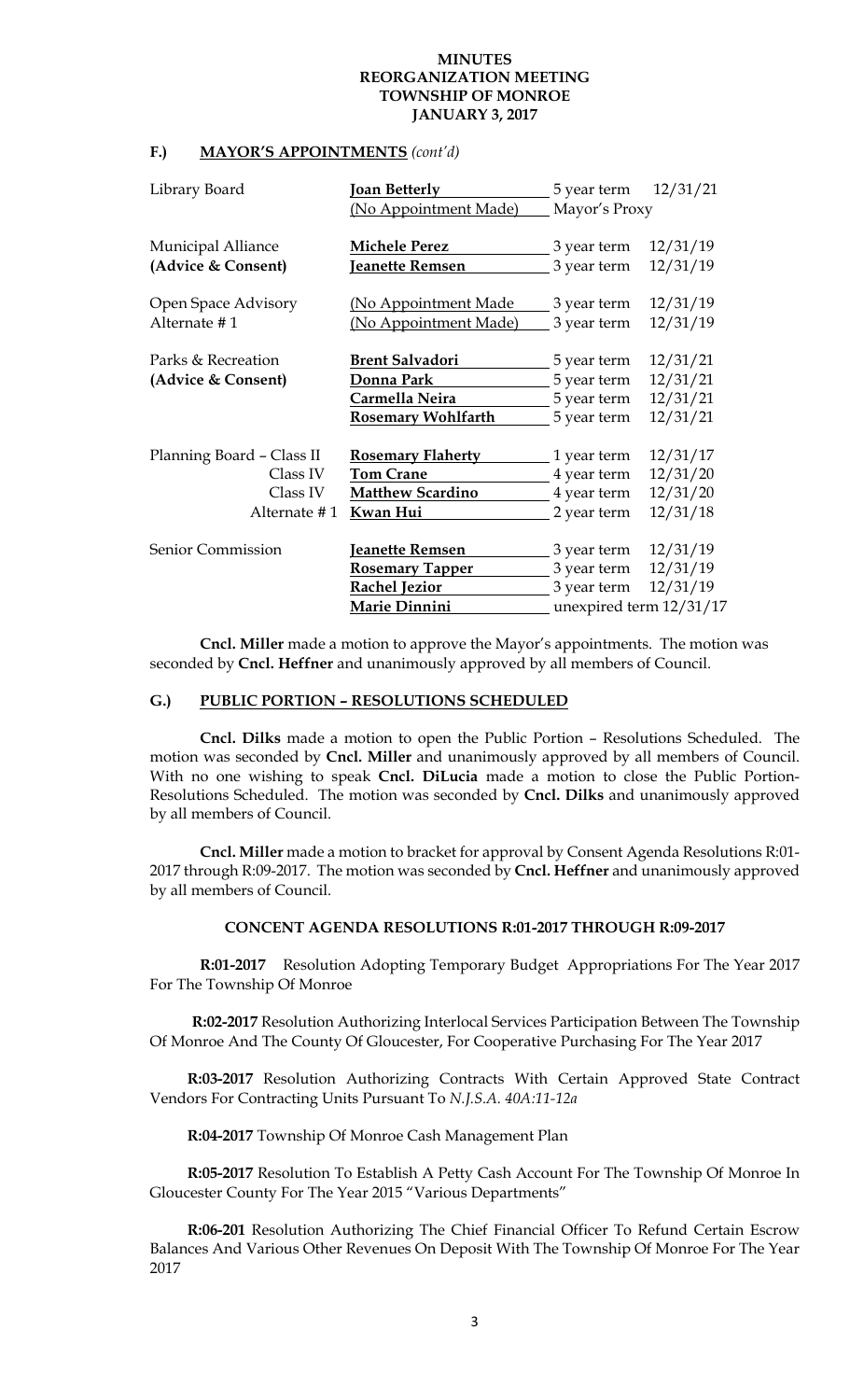**MINUTES**
**REORGANIZATION MEETING**
**TOWNSHIP OF MONROE**
**JANUARY 3, 2017**

## F.) MAYOR'S APPOINTMENTS *(cont'd)*

| Board | Appointee | Term | Expires |
|---|---|---|---|
| Library Board | **Joan Betterly** | 5 year term | 12/31/21 |
| | (No Appointment Made) | Mayor's Proxy | |
| Municipal Alliance **(Advice & Consent)** | **Michele Perez** | 3 year term | 12/31/19 |
| | **Jeanette Remsen** | 3 year term | 12/31/19 |
| Open Space Advisory | (No Appointment Made | 3 year term | 12/31/19 |
| Alternate # 1 | (No Appointment Made) | 3 year term | 12/31/19 |
| Parks & Recreation **(Advice & Consent)** | **Brent Salvadori** | 5 year term | 12/31/21 |
| | **Donna Park** | 5 year term | 12/31/21 |
| | **Carmella Neira** | 5 year term | 12/31/21 |
| | **Rosemary Wohlfarth** | 5 year term | 12/31/21 |
| Planning Board – Class II | **Rosemary Flaherty** | 1 year term | 12/31/17 |
| Class IV | **Tom Crane** | 4 year term | 12/31/20 |
| Class IV | **Matthew Scardino** | 4 year term | 12/31/20 |
| Alternate # 1 | **Kwan Hui** | 2 year term | 12/31/18 |
| Senior Commission | **Jeanette Remsen** | 3 year term | 12/31/19 |
| | **Rosemary Tapper** | 3 year term | 12/31/19 |
| | **Rachel Jezior** | 3 year term | 12/31/19 |
| | **Marie Dinnini** | unexpired term 12/31/17 | |

**Cncl. Miller** made a motion to approve the Mayor's appointments. The motion was seconded by **Cncl. Heffner** and unanimously approved by all members of Council.

## G.) PUBLIC PORTION – RESOLUTIONS SCHEDULED

**Cncl. Dilks** made a motion to open the Public Portion – Resolutions Scheduled. The motion was seconded by **Cncl. Miller** and unanimously approved by all members of Council. With no one wishing to speak **Cncl. DiLucia** made a motion to close the Public Portion-Resolutions Scheduled. The motion was seconded by **Cncl. Dilks** and unanimously approved by all members of Council.

**Cncl. Miller** made a motion to bracket for approval by Consent Agenda Resolutions R:01-2017 through R:09-2017. The motion was seconded by **Cncl. Heffner** and unanimously approved by all members of Council.

**CONCENT AGENDA RESOLUTIONS R:01-2017 THROUGH R:09-2017**

**R:01-2017** Resolution Adopting Temporary Budget Appropriations For The Year 2017 For The Township Of Monroe

**R:02-2017** Resolution Authorizing Interlocal Services Participation Between The Township Of Monroe And The County Of Gloucester, For Cooperative Purchasing For The Year 2017

**R:03-2017** Resolution Authorizing Contracts With Certain Approved State Contract Vendors For Contracting Units Pursuant To *N.J.S.A. 40A:11-12a*

**R:04-2017** Township Of Monroe Cash Management Plan

**R:05-2017** Resolution To Establish A Petty Cash Account For The Township Of Monroe In Gloucester County For The Year 2015 "Various Departments"

**R:06-201** Resolution Authorizing The Chief Financial Officer To Refund Certain Escrow Balances And Various Other Revenues On Deposit With The Township Of Monroe For The Year 2017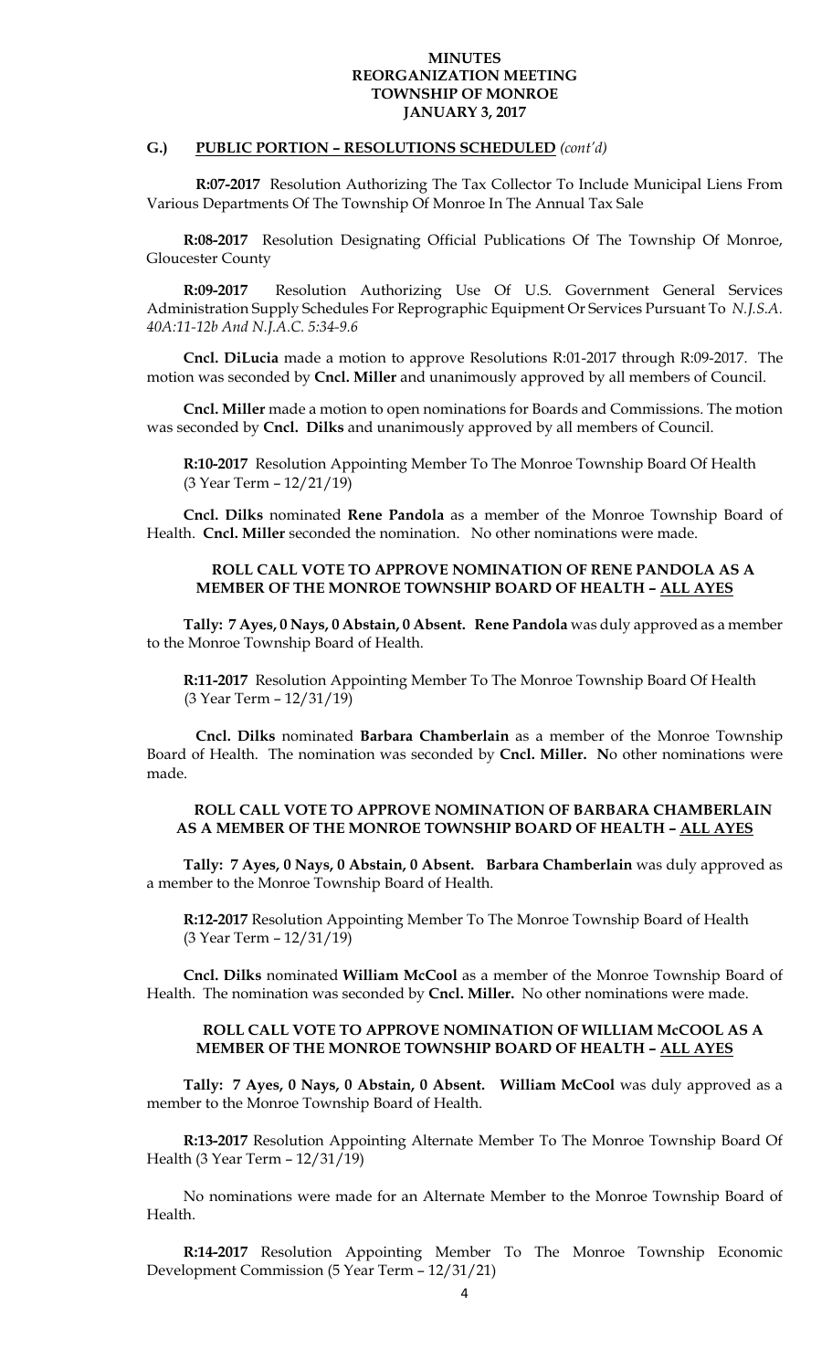**G.) PUBLIC PORTION – RESOLUTIONS SCHEDULED** *(cont'd)*

**R:07-2017** Resolution Authorizing The Tax Collector To Include Municipal Liens From Various Departments Of The Township Of Monroe In The Annual Tax Sale

**R:08-2017** Resolution Designating Official Publications Of The Township Of Monroe, Gloucester County

**R:09-2017** Resolution Authorizing Use Of U.S. Government General Services Administration Supply Schedules For Reprographic Equipment Or Services Pursuant To *N.J.S.A. 40A:11-12b And N.J.A.C. 5:34-9.6*

**Cncl. DiLucia** made a motion to approve Resolutions R:01-2017 through R:09-2017. The motion was seconded by **Cncl. Miller** and unanimously approved by all members of Council.

**Cncl. Miller** made a motion to open nominations for Boards and Commissions. The motion was seconded by **Cncl. Dilks** and unanimously approved by all members of Council.

**R:10-2017** Resolution Appointing Member To The Monroe Township Board Of Health (3 Year Term – 12/21/19)

**Cncl. Dilks** nominated **Rene Pandola** as a member of the Monroe Township Board of Health. **Cncl. Miller** seconded the nomination. No other nominations were made.

**ROLL CALL VOTE TO APPROVE NOMINATION OF RENE PANDOLA AS A MEMBER OF THE MONROE TOWNSHIP BOARD OF HEALTH – ALL AYES**

**Tally: 7 Ayes, 0 Nays, 0 Abstain, 0 Absent. Rene Pandola** was duly approved as a member to the Monroe Township Board of Health.

**R:11-2017** Resolution Appointing Member To The Monroe Township Board Of Health (3 Year Term – 12/31/19)

**Cncl. Dilks** nominated **Barbara Chamberlain** as a member of the Monroe Township Board of Health. The nomination was seconded by **Cncl. Miller. N**o other nominations were made.

**ROLL CALL VOTE TO APPROVE NOMINATION OF BARBARA CHAMBERLAIN AS A MEMBER OF THE MONROE TOWNSHIP BOARD OF HEALTH – ALL AYES**

**Tally: 7 Ayes, 0 Nays, 0 Abstain, 0 Absent. Barbara Chamberlain** was duly approved as a member to the Monroe Township Board of Health.

**R:12-2017** Resolution Appointing Member To The Monroe Township Board of Health (3 Year Term – 12/31/19)

**Cncl. Dilks** nominated **William McCool** as a member of the Monroe Township Board of Health. The nomination was seconded by **Cncl. Miller.** No other nominations were made.

**ROLL CALL VOTE TO APPROVE NOMINATION OF WILLIAM McCOOL AS A MEMBER OF THE MONROE TOWNSHIP BOARD OF HEALTH – ALL AYES**

**Tally: 7 Ayes, 0 Nays, 0 Abstain, 0 Absent. William McCool** was duly approved as a member to the Monroe Township Board of Health.

**R:13-2017** Resolution Appointing Alternate Member To The Monroe Township Board Of Health (3 Year Term – 12/31/19)

No nominations were made for an Alternate Member to the Monroe Township Board of Health.

**R:14-2017** Resolution Appointing Member To The Monroe Township Economic Development Commission (5 Year Term – 12/31/21)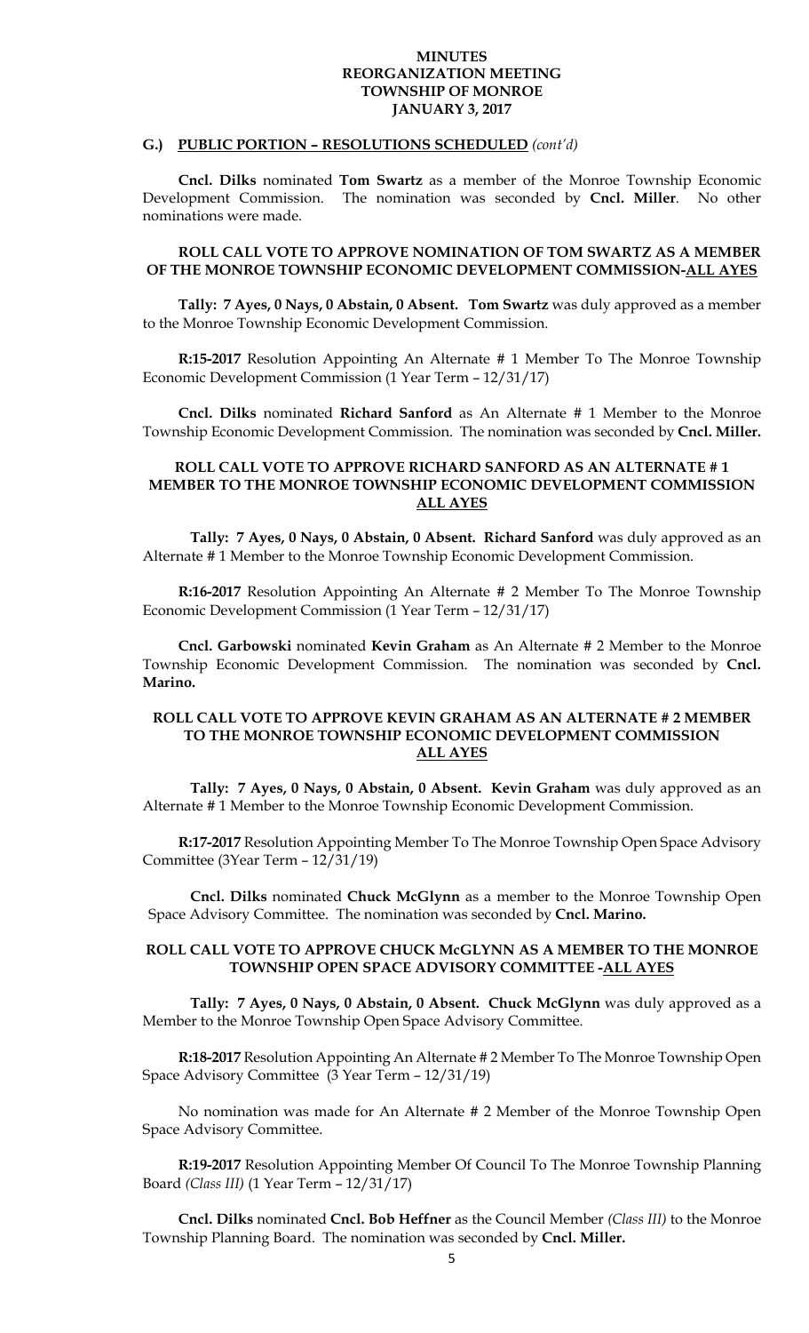**MINUTES**
**REORGANIZATION MEETING**
**TOWNSHIP OF MONROE**
**JANUARY 3, 2017**

**G.) PUBLIC PORTION – RESOLUTIONS SCHEDULED** *(cont'd)*

**Cncl. Dilks** nominated **Tom Swartz** as a member of the Monroe Township Economic Development Commission. The nomination was seconded by **Cncl. Miller**. No other nominations were made.

**ROLL CALL VOTE TO APPROVE NOMINATION OF TOM SWARTZ AS A MEMBER OF THE MONROE TOWNSHIP ECONOMIC DEVELOPMENT COMMISSION-ALL AYES**

**Tally: 7 Ayes, 0 Nays, 0 Abstain, 0 Absent. Tom Swartz** was duly approved as a member to the Monroe Township Economic Development Commission.

**R:15-2017** Resolution Appointing An Alternate # 1 Member To The Monroe Township Economic Development Commission (1 Year Term – 12/31/17)

**Cncl. Dilks** nominated **Richard Sanford** as An Alternate # 1 Member to the Monroe Township Economic Development Commission. The nomination was seconded by **Cncl. Miller.**

**ROLL CALL VOTE TO APPROVE RICHARD SANFORD AS AN ALTERNATE # 1 MEMBER TO THE MONROE TOWNSHIP ECONOMIC DEVELOPMENT COMMISSION ALL AYES**

**Tally: 7 Ayes, 0 Nays, 0 Abstain, 0 Absent. Richard Sanford** was duly approved as an Alternate # 1 Member to the Monroe Township Economic Development Commission.

**R:16-2017** Resolution Appointing An Alternate # 2 Member To The Monroe Township Economic Development Commission (1 Year Term – 12/31/17)

**Cncl. Garbowski** nominated **Kevin Graham** as An Alternate # 2 Member to the Monroe Township Economic Development Commission. The nomination was seconded by **Cncl. Marino.**

**ROLL CALL VOTE TO APPROVE KEVIN GRAHAM AS AN ALTERNATE # 2 MEMBER TO THE MONROE TOWNSHIP ECONOMIC DEVELOPMENT COMMISSION ALL AYES**

**Tally: 7 Ayes, 0 Nays, 0 Abstain, 0 Absent. Kevin Graham** was duly approved as an Alternate # 1 Member to the Monroe Township Economic Development Commission.

**R:17-2017** Resolution Appointing Member To The Monroe Township Open Space Advisory Committee (3Year Term – 12/31/19)

**Cncl. Dilks** nominated **Chuck McGlynn** as a member to the Monroe Township Open Space Advisory Committee. The nomination was seconded by **Cncl. Marino.**

**ROLL CALL VOTE TO APPROVE CHUCK McGLYNN AS A MEMBER TO THE MONROE TOWNSHIP OPEN SPACE ADVISORY COMMITTEE -ALL AYES**

**Tally: 7 Ayes, 0 Nays, 0 Abstain, 0 Absent. Chuck McGlynn** was duly approved as a Member to the Monroe Township Open Space Advisory Committee.

**R:18-2017** Resolution Appointing An Alternate # 2 Member To The Monroe Township Open Space Advisory Committee (3 Year Term – 12/31/19)

No nomination was made for An Alternate # 2 Member of the Monroe Township Open Space Advisory Committee.

**R:19-2017** Resolution Appointing Member Of Council To The Monroe Township Planning Board *(Class III)* (1 Year Term – 12/31/17)

**Cncl. Dilks** nominated **Cncl. Bob Heffner** as the Council Member *(Class III)* to the Monroe Township Planning Board. The nomination was seconded by **Cncl. Miller.**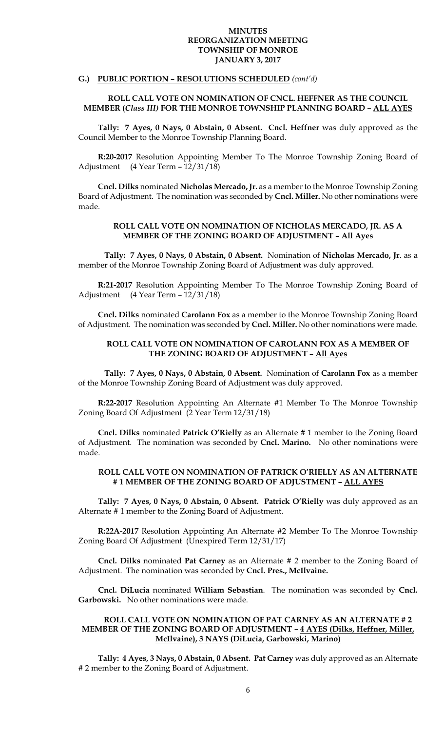### G.) PUBLIC PORTION – RESOLUTIONS SCHEDULED *(cont'd)*

**ROLL CALL VOTE ON NOMINATION OF CNCL. HEFFNER AS THE COUNCIL MEMBER (*Class III)* FOR THE MONROE TOWNSHIP PLANNING BOARD – ALL AYES**

**Tally: 7 Ayes, 0 Nays, 0 Abstain, 0 Absent. Cncl. Heffner** was duly approved as the Council Member to the Monroe Township Planning Board.

**R:20-2017** Resolution Appointing Member To The Monroe Township Zoning Board of Adjustment (4 Year Term – 12/31/18)

**Cncl. Dilks** nominated **Nicholas Mercado, Jr.** as a member to the Monroe Township Zoning Board of Adjustment. The nomination was seconded by **Cncl. Miller.** No other nominations were made.

**ROLL CALL VOTE ON NOMINATION OF NICHOLAS MERCADO, JR. AS A MEMBER OF THE ZONING BOARD OF ADJUSTMENT – All Ayes**

**Tally: 7 Ayes, 0 Nays, 0 Abstain, 0 Absent.** Nomination of **Nicholas Mercado, Jr**. as a member of the Monroe Township Zoning Board of Adjustment was duly approved.

**R:21-2017** Resolution Appointing Member To The Monroe Township Zoning Board of Adjustment (4 Year Term – 12/31/18)

**Cncl. Dilks** nominated **Carolann Fox** as a member to the Monroe Township Zoning Board of Adjustment. The nomination was seconded by **Cncl. Miller.** No other nominations were made.

**ROLL CALL VOTE ON NOMINATION OF CAROLANN FOX AS A MEMBER OF THE ZONING BOARD OF ADJUSTMENT – All Ayes**

**Tally: 7 Ayes, 0 Nays, 0 Abstain, 0 Absent.** Nomination of **Carolann Fox** as a member of the Monroe Township Zoning Board of Adjustment was duly approved.

**R:22-2017** Resolution Appointing An Alternate #1 Member To The Monroe Township Zoning Board Of Adjustment (2 Year Term 12/31/18)

**Cncl. Dilks** nominated **Patrick O'Rielly** as an Alternate # 1 member to the Zoning Board of Adjustment. The nomination was seconded by **Cncl. Marino.** No other nominations were made.

**ROLL CALL VOTE ON NOMINATION OF PATRICK O'RIELLY AS AN ALTERNATE # 1 MEMBER OF THE ZONING BOARD OF ADJUSTMENT – ALL AYES**

**Tally: 7 Ayes, 0 Nays, 0 Abstain, 0 Absent. Patrick O'Rielly** was duly approved as an Alternate # 1 member to the Zoning Board of Adjustment.

**R:22A-2017** Resolution Appointing An Alternate #2 Member To The Monroe Township Zoning Board Of Adjustment (Unexpired Term 12/31/17)

**Cncl. Dilks** nominated **Pat Carney** as an Alternate # 2 member to the Zoning Board of Adjustment. The nomination was seconded by **Cncl. Pres., McIlvaine.**

**Cncl. DiLucia** nominated **William Sebastian**. The nomination was seconded by **Cncl. Garbowski.** No other nominations were made.

**ROLL CALL VOTE ON NOMINATION OF PAT CARNEY AS AN ALTERNATE # 2 MEMBER OF THE ZONING BOARD OF ADJUSTMENT – 4 AYES (Dilks, Heffner, Miller, McIlvaine), 3 NAYS (DiLucia, Garbowski, Marino)**

**Tally: 4 Ayes, 3 Nays, 0 Abstain, 0 Absent. Pat Carney** was duly approved as an Alternate # 2 member to the Zoning Board of Adjustment.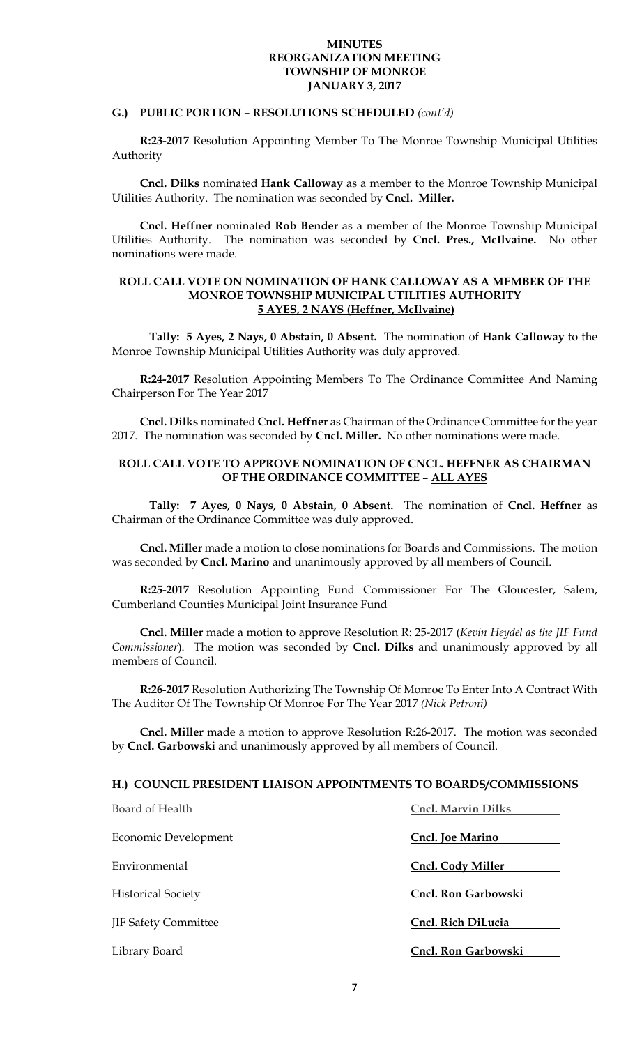**MINUTES**
**REORGANIZATION MEETING**
**TOWNSHIP OF MONROE**
**JANUARY 3, 2017**

### G.) PUBLIC PORTION – RESOLUTIONS SCHEDULED *(cont'd)*

**R:23-2017** Resolution Appointing Member To The Monroe Township Municipal Utilities Authority

**Cncl. Dilks** nominated **Hank Calloway** as a member to the Monroe Township Municipal Utilities Authority. The nomination was seconded by **Cncl. Miller.**

**Cncl. Heffner** nominated **Rob Bender** as a member of the Monroe Township Municipal Utilities Authority. The nomination was seconded by **Cncl. Pres., McIlvaine.** No other nominations were made.

**ROLL CALL VOTE ON NOMINATION OF HANK CALLOWAY AS A MEMBER OF THE MONROE TOWNSHIP MUNICIPAL UTILITIES AUTHORITY**
**5 AYES, 2 NAYS (Heffner, McIlvaine)**

**Tally: 5 Ayes, 2 Nays, 0 Abstain, 0 Absent.** The nomination of **Hank Calloway** to the Monroe Township Municipal Utilities Authority was duly approved.

**R:24-2017** Resolution Appointing Members To The Ordinance Committee And Naming Chairperson For The Year 2017

**Cncl. Dilks** nominated **Cncl. Heffner** as Chairman of the Ordinance Committee for the year 2017. The nomination was seconded by **Cncl. Miller.** No other nominations were made.

**ROLL CALL VOTE TO APPROVE NOMINATION OF CNCL. HEFFNER AS CHAIRMAN OF THE ORDINANCE COMMITTEE – ALL AYES**

**Tally: 7 Ayes, 0 Nays, 0 Abstain, 0 Absent.** The nomination of **Cncl. Heffner** as Chairman of the Ordinance Committee was duly approved.

**Cncl. Miller** made a motion to close nominations for Boards and Commissions. The motion was seconded by **Cncl. Marino** and unanimously approved by all members of Council.

**R:25-2017** Resolution Appointing Fund Commissioner For The Gloucester, Salem, Cumberland Counties Municipal Joint Insurance Fund

**Cncl. Miller** made a motion to approve Resolution R: 25-2017 (*Kevin Heydel as the JIF Fund Commissioner*). The motion was seconded by **Cncl. Dilks** and unanimously approved by all members of Council.

**R:26-2017** Resolution Authorizing The Township Of Monroe To Enter Into A Contract With The Auditor Of The Township Of Monroe For The Year 2017 *(Nick Petroni)*

**Cncl. Miller** made a motion to approve Resolution R:26-2017. The motion was seconded by **Cncl. Garbowski** and unanimously approved by all members of Council.

### H.) COUNCIL PRESIDENT LIAISON APPOINTMENTS TO BOARDS/COMMISSIONS

| | |
|---|---|
| Board of Health | **Cncl. Marvin Dilks** |
| Economic Development | **Cncl. Joe Marino** |
| Environmental | **Cncl. Cody Miller** |
| Historical Society | **Cncl. Ron Garbowski** |
| JIF Safety Committee | **Cncl. Rich DiLucia** |
| Library Board | **Cncl. Ron Garbowski** |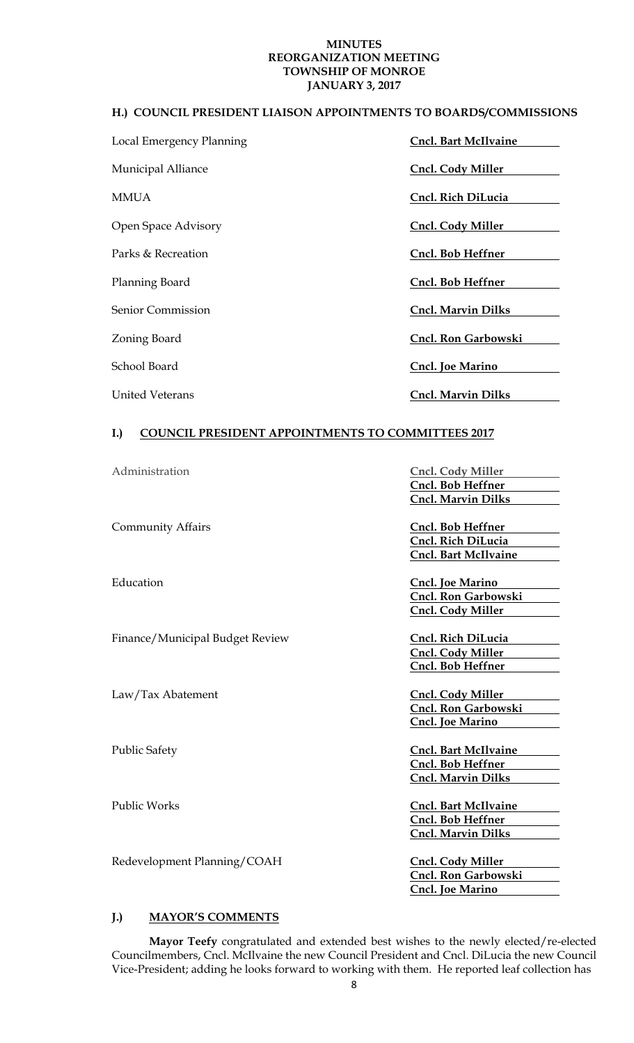## H.) COUNCIL PRESIDENT LIAISON APPOINTMENTS TO BOARDS/COMMISSIONS

| | |
|---|---|
| Local Emergency Planning | **Cncl. Bart McIlvaine** |
| Municipal Alliance | **Cncl. Cody Miller** |
| MMUA | **Cncl. Rich DiLucia** |
| Open Space Advisory | **Cncl. Cody Miller** |
| Parks & Recreation | **Cncl. Bob Heffner** |
| Planning Board | **Cncl. Bob Heffner** |
| Senior Commission | **Cncl. Marvin Dilks** |
| Zoning Board | **Cncl. Ron Garbowski** |
| School Board | **Cncl. Joe Marino** |
| United Veterans | **Cncl. Marvin Dilks** |

## I.) COUNCIL PRESIDENT APPOINTMENTS TO COMMITTEES 2017

| | |
|---|---|
| Administration | **Cncl. Cody Miller**<br>**Cncl. Bob Heffner**<br>**Cncl. Marvin Dilks** |
| Community Affairs | **Cncl. Bob Heffner**<br>**Cncl. Rich DiLucia**<br>**Cncl. Bart McIlvaine** |
| Education | **Cncl. Joe Marino**<br>**Cncl. Ron Garbowski**<br>**Cncl. Cody Miller** |
| Finance/Municipal Budget Review | **Cncl. Rich DiLucia**<br>**Cncl. Cody Miller**<br>**Cncl. Bob Heffner** |
| Law/Tax Abatement | **Cncl. Cody Miller**<br>**Cncl. Ron Garbowski**<br>**Cncl. Joe Marino** |
| Public Safety | **Cncl. Bart McIlvaine**<br>**Cncl. Bob Heffner**<br>**Cncl. Marvin Dilks** |
| Public Works | **Cncl. Bart McIlvaine**<br>**Cncl. Bob Heffner**<br>**Cncl. Marvin Dilks** |
| Redevelopment Planning/COAH | **Cncl. Cody Miller**<br>**Cncl. Ron Garbowski**<br>**Cncl. Joe Marino** |

## J.) MAYOR'S COMMENTS

**Mayor Teefy** congratulated and extended best wishes to the newly elected/re-elected Councilmembers, Cncl. McIlvaine the new Council President and Cncl. DiLucia the new Council Vice-President; adding he looks forward to working with them. He reported leaf collection has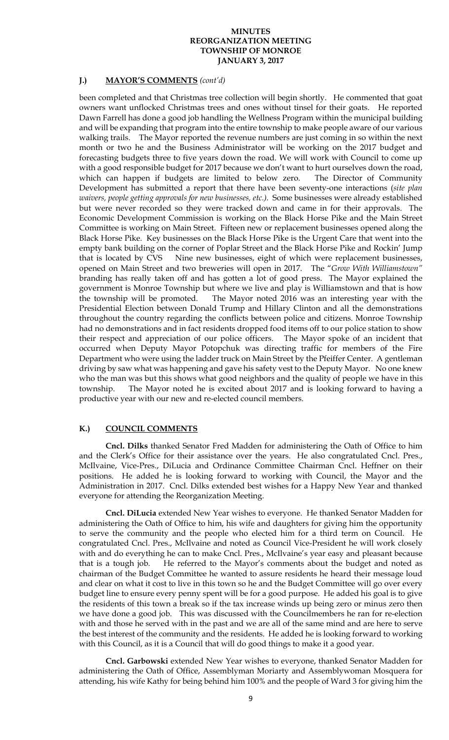## J.) MAYOR'S COMMENTS *(cont'd)*

been completed and that Christmas tree collection will begin shortly. He commented that goat owners want unflocked Christmas trees and ones without tinsel for their goats. He reported Dawn Farrell has done a good job handling the Wellness Program within the municipal building and will be expanding that program into the entire township to make people aware of our various walking trails. The Mayor reported the revenue numbers are just coming in so within the next month or two he and the Business Administrator will be working on the 2017 budget and forecasting budgets three to five years down the road. We will work with Council to come up with a good responsible budget for 2017 because we don't want to hurt ourselves down the road, which can happen if budgets are limited to below zero. The Director of Community Development has submitted a report that there have been seventy-one interactions (*site plan waivers, people getting approvals for new businesses, etc.)*. Some businesses were already established but were never recorded so they were tracked down and came in for their approvals. The Economic Development Commission is working on the Black Horse Pike and the Main Street Committee is working on Main Street. Fifteen new or replacement businesses opened along the Black Horse Pike. Key businesses on the Black Horse Pike is the Urgent Care that went into the empty bank building on the corner of Poplar Street and the Black Horse Pike and Rockin' Jump that is located by CVS Nine new businesses, eight of which were replacement businesses, opened on Main Street and two breweries will open in 2017. The "*Grow With Williamstown"* branding has really taken off and has gotten a lot of good press. The Mayor explained the government is Monroe Township but where we live and play is Williamstown and that is how the township will be promoted. The Mayor noted 2016 was an interesting year with the Presidential Election between Donald Trump and Hillary Clinton and all the demonstrations throughout the country regarding the conflicts between police and citizens. Monroe Township had no demonstrations and in fact residents dropped food items off to our police station to show their respect and appreciation of our police officers. The Mayor spoke of an incident that occurred when Deputy Mayor Potopchuk was directing traffic for members of the Fire Department who were using the ladder truck on Main Street by the Pfeiffer Center. A gentleman driving by saw what was happening and gave his safety vest to the Deputy Mayor. No one knew who the man was but this shows what good neighbors and the quality of people we have in this township. The Mayor noted he is excited about 2017 and is looking forward to having a productive year with our new and re-elected council members.

## K.) COUNCIL COMMENTS

**Cncl. Dilks** thanked Senator Fred Madden for administering the Oath of Office to him and the Clerk's Office for their assistance over the years. He also congratulated Cncl. Pres., McIlvaine, Vice-Pres., DiLucia and Ordinance Committee Chairman Cncl. Heffner on their positions. He added he is looking forward to working with Council, the Mayor and the Administration in 2017. Cncl. Dilks extended best wishes for a Happy New Year and thanked everyone for attending the Reorganization Meeting.

**Cncl. DiLucia** extended New Year wishes to everyone. He thanked Senator Madden for administering the Oath of Office to him, his wife and daughters for giving him the opportunity to serve the community and the people who elected him for a third term on Council. He congratulated Cncl. Pres., McIlvaine and noted as Council Vice-President he will work closely with and do everything he can to make Cncl. Pres., McIlvaine's year easy and pleasant because that is a tough job. He referred to the Mayor's comments about the budget and noted as chairman of the Budget Committee he wanted to assure residents he heard their message loud and clear on what it cost to live in this town so he and the Budget Committee will go over every budget line to ensure every penny spent will be for a good purpose. He added his goal is to give the residents of this town a break so if the tax increase winds up being zero or minus zero then we have done a good job. This was discussed with the Councilmembers he ran for re-election with and those he served with in the past and we are all of the same mind and are here to serve the best interest of the community and the residents. He added he is looking forward to working with this Council, as it is a Council that will do good things to make it a good year.

**Cncl. Garbowski** extended New Year wishes to everyone, thanked Senator Madden for administering the Oath of Office, Assemblyman Moriarty and Assemblywoman Mosquera for attending, his wife Kathy for being behind him 100% and the people of Ward 3 for giving him the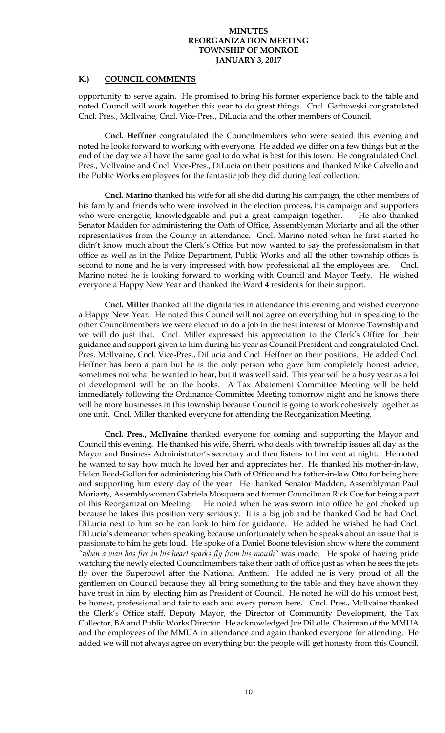## K.) COUNCIL COMMENTS

opportunity to serve again. He promised to bring his former experience back to the table and noted Council will work together this year to do great things. Cncl. Garbowski congratulated Cncl. Pres., McIlvaine, Cncl. Vice-Pres., DiLucia and the other members of Council.

**Cncl. Heffner** congratulated the Councilmembers who were seated this evening and noted he looks forward to working with everyone. He added we differ on a few things but at the end of the day we all have the same goal to do what is best for this town. He congratulated Cncl. Pres., McIlvaine and Cncl. Vice-Pres., DiLucia on their positions and thanked Mike Calvello and the Public Works employees for the fantastic job they did during leaf collection.

**Cncl. Marino** thanked his wife for all she did during his campaign, the other members of his family and friends who were involved in the election process, his campaign and supporters who were energetic, knowledgeable and put a great campaign together. He also thanked Senator Madden for administering the Oath of Office, Assemblyman Moriarty and all the other representatives from the County in attendance. Cncl. Marino noted when he first started he didn't know much about the Clerk's Office but now wanted to say the professionalism in that office as well as in the Police Department, Public Works and all the other township offices is second to none and he is very impressed with how professional all the employees are. Cncl. Marino noted he is looking forward to working with Council and Mayor Teefy. He wished everyone a Happy New Year and thanked the Ward 4 residents for their support.

**Cncl. Miller** thanked all the dignitaries in attendance this evening and wished everyone a Happy New Year. He noted this Council will not agree on everything but in speaking to the other Councilmembers we were elected to do a job in the best interest of Monroe Township and we will do just that. Cncl. Miller expressed his appreciation to the Clerk's Office for their guidance and support given to him during his year as Council President and congratulated Cncl. Pres. McIlvaine, Cncl. Vice-Pres., DiLucia and Cncl. Heffner on their positions. He added Cncl. Heffner has been a pain but he is the only person who gave him completely honest advice, sometimes not what he wanted to hear, but it was well said. This year will be a busy year as a lot of development will be on the books. A Tax Abatement Committee Meeting will be held immediately following the Ordinance Committee Meeting tomorrow night and he knows there will be more businesses in this township because Council is going to work cohesively together as one unit. Cncl. Miller thanked everyone for attending the Reorganization Meeting.

**Cncl. Pres., McIlvaine** thanked everyone for coming and supporting the Mayor and Council this evening. He thanked his wife, Sherri, who deals with township issues all day as the Mayor and Business Administrator's secretary and then listens to him vent at night. He noted he wanted to say how much he loved her and appreciates her. He thanked his mother-in-law, Helen Reed-Gollon for administering his Oath of Office and his father-in-law Otto for being here and supporting him every day of the year. He thanked Senator Madden, Assemblyman Paul Moriarty, Assemblywoman Gabriela Mosquera and former Councilman Rick Coe for being a part of this Reorganization Meeting. He noted when he was sworn into office he got choked up because he takes this position very seriously. It is a big job and he thanked God he had Cncl. DiLucia next to him so he can look to him for guidance. He added he wished he had Cncl. DiLucia's demeanor when speaking because unfortunately when he speaks about an issue that is passionate to him he gets loud. He spoke of a Daniel Boone television show where the comment *"when a man has fire in his heart sparks fly from his mouth"* was made. He spoke of having pride watching the newly elected Councilmembers take their oath of office just as when he sees the jets fly over the Superbowl after the National Anthem. He added he is very proud of all the gentlemen on Council because they all bring something to the table and they have shown they have trust in him by electing him as President of Council. He noted he will do his utmost best, be honest, professional and fair to each and every person here. Cncl. Pres., McIlvaine thanked the Clerk's Office staff, Deputy Mayor, the Director of Community Development, the Tax Collector, BA and Public Works Director. He acknowledged Joe DiLolle, Chairman of the MMUA and the employees of the MMUA in attendance and again thanked everyone for attending. He added we will not always agree on everything but the people will get honesty from this Council.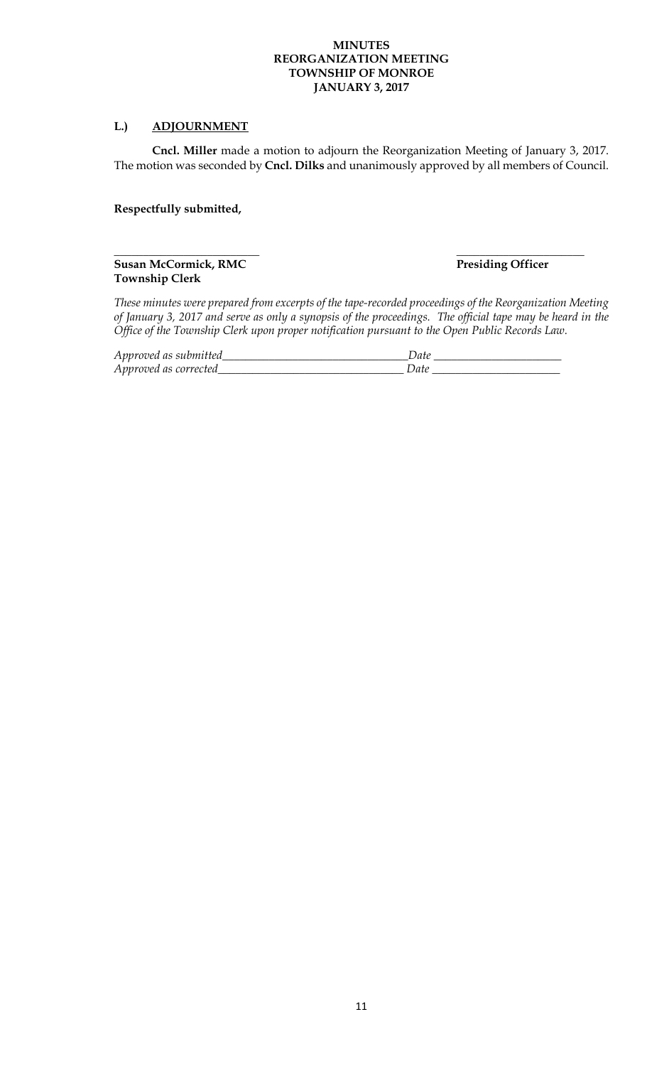**MINUTES**
**REORGANIZATION MEETING**
**TOWNSHIP OF MONROE**
**JANUARY 3, 2017**

## L.) ADJOURNMENT

**Cncl. Miller** made a motion to adjourn the Reorganization Meeting of January 3, 2017. The motion was seconded by **Cncl. Dilks** and unanimously approved by all members of Council.

**Respectfully submitted,**

\_\_\_\_\_\_\_\_\_\_\_\_\_\_\_\_\_\_\_\_\_\_\_\_\_\_ \_\_\_\_\_\_\_\_\_\_\_\_\_\_\_\_\_\_\_\_\_\_\_\_
**Susan McCormick, RMC** **Presiding Officer**
**Township Clerk**

*These minutes were prepared from excerpts of the tape-recorded proceedings of the Reorganization Meeting of January 3, 2017 and serve as only a synopsis of the proceedings. The official tape may be heard in the Office of the Township Clerk upon proper notification pursuant to the Open Public Records Law.*

*Approved as submitted*\_\_\_\_\_\_\_\_\_\_\_\_\_\_\_\_\_\_\_\_\_\_\_\_\_\_\_\_\_\_\_\_*Date* \_\_\_\_\_\_\_\_\_\_\_\_\_\_\_\_\_\_\_\_\_\_
*Approved as corrected*\_\_\_\_\_\_\_\_\_\_\_\_\_\_\_\_\_\_\_\_\_\_\_\_\_\_\_\_\_\_\_\_ *Date* \_\_\_\_\_\_\_\_\_\_\_\_\_\_\_\_\_\_\_\_\_\_